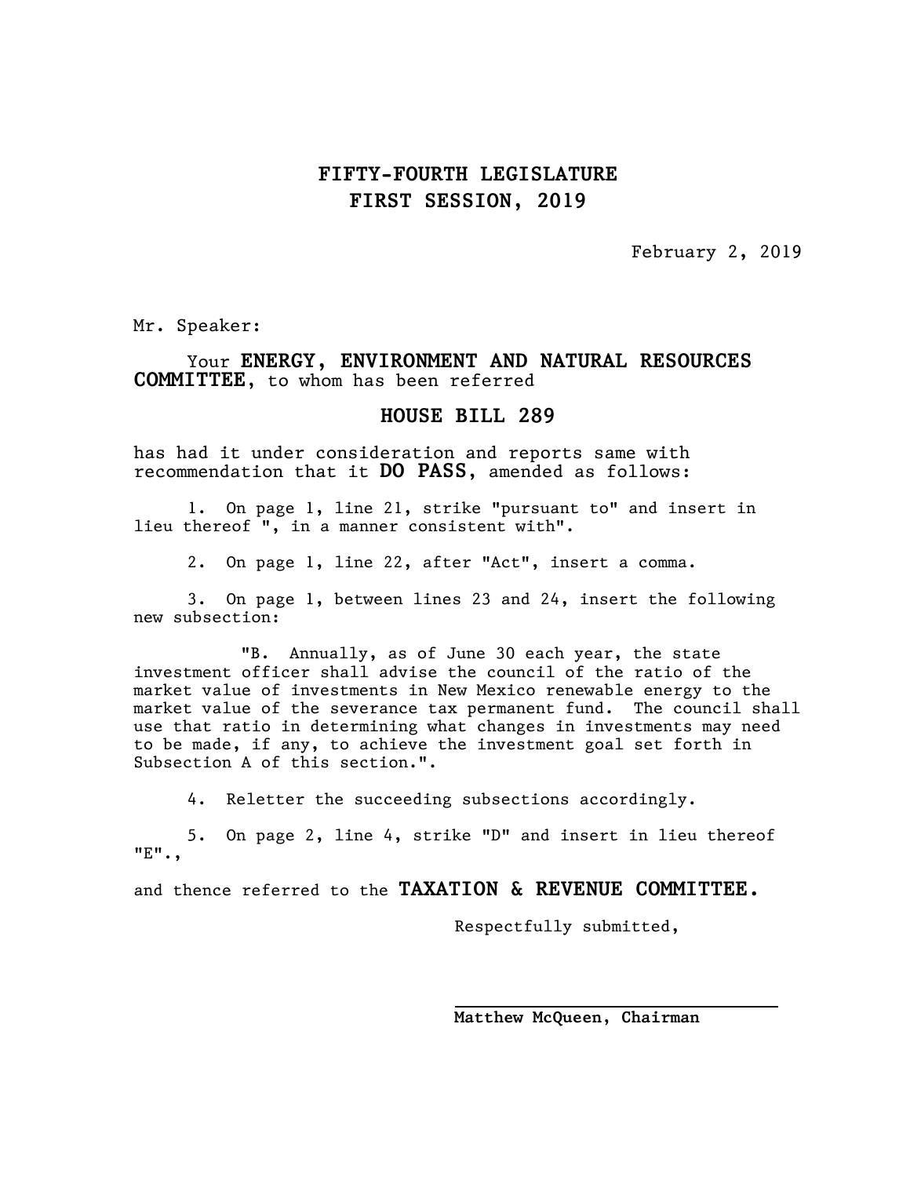# FIFTY-FOURTH LEGISLATURE
# FIRST SESSION, 2019

February 2, 2019

Mr. Speaker:

Your **ENERGY, ENVIRONMENT AND NATURAL RESOURCES COMMITTEE**, to whom has been referred

## HOUSE BILL 289

has had it under consideration and reports same with recommendation that it **DO PASS**, amended as follows:

1. On page 1, line 21, strike "pursuant to" and insert in lieu thereof ", in a manner consistent with".

2. On page 1, line 22, after "Act", insert a comma.

3. On page 1, between lines 23 and 24, insert the following new subsection:

"B. Annually, as of June 30 each year, the state investment officer shall advise the council of the ratio of the market value of investments in New Mexico renewable energy to the market value of the severance tax permanent fund. The council shall use that ratio in determining what changes in investments may need to be made, if any, to achieve the investment goal set forth in Subsection A of this section.".

4. Reletter the succeeding subsections accordingly.

5. On page 2, line 4, strike "D" and insert in lieu thereof "E".,

and thence referred to the **TAXATION & REVENUE COMMITTEE.**

Respectfully submitted,

**Matthew McQueen, Chairman**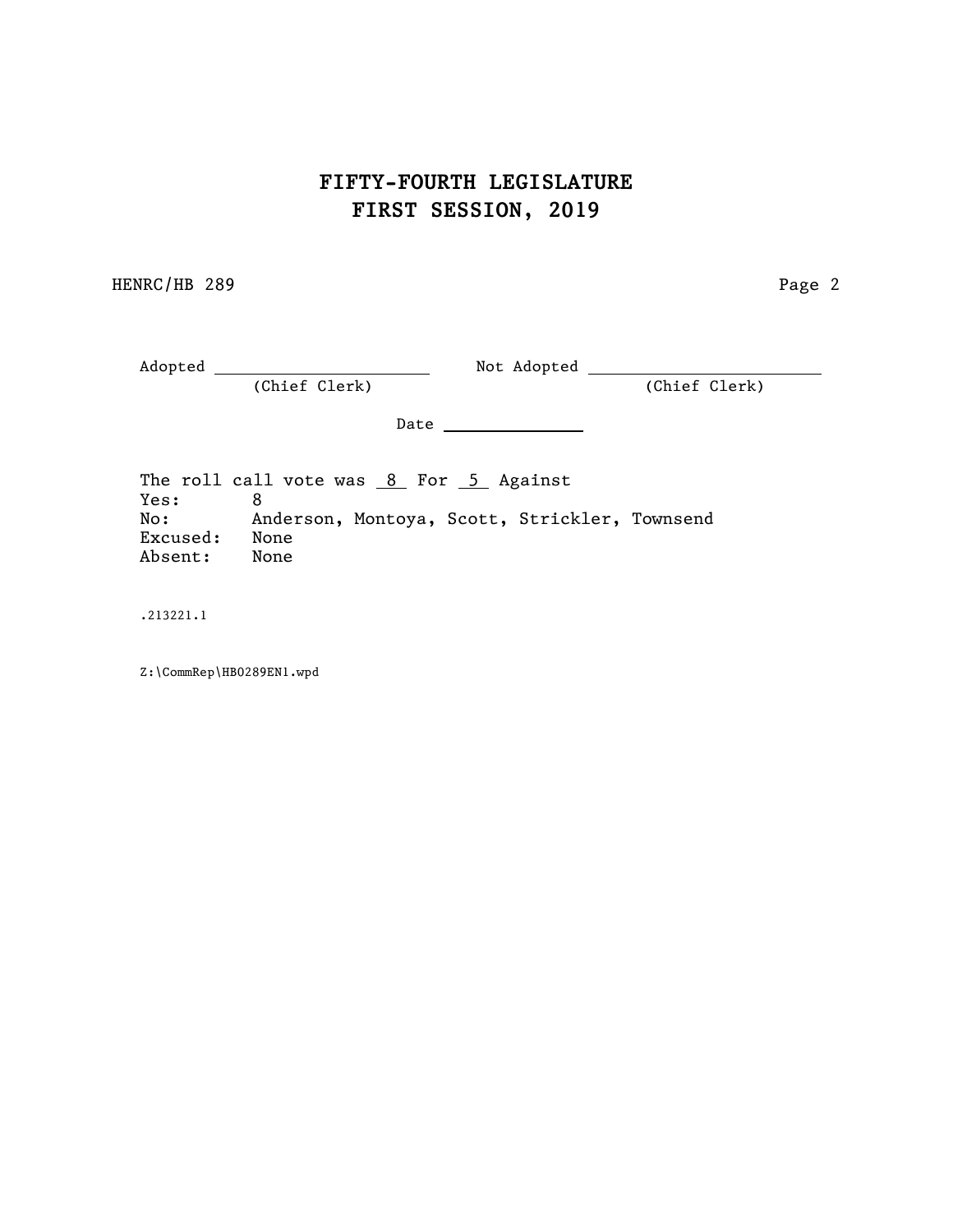# FIFTY-FOURTH LEGISLATURE
# FIRST SESSION, 2019

HENRC/HB 289

Adopted ______________________ Not Adopted ______________________
(Chief Clerk) (Chief Clerk)

Date ______________

The roll call vote was 8 For 5 Against

Yes: 8
No: Anderson, Montoya, Scott, Strickler, Townsend
Excused: None
Absent: None

.213221.1

Z:\CommRep\HB0289EN1.wpd